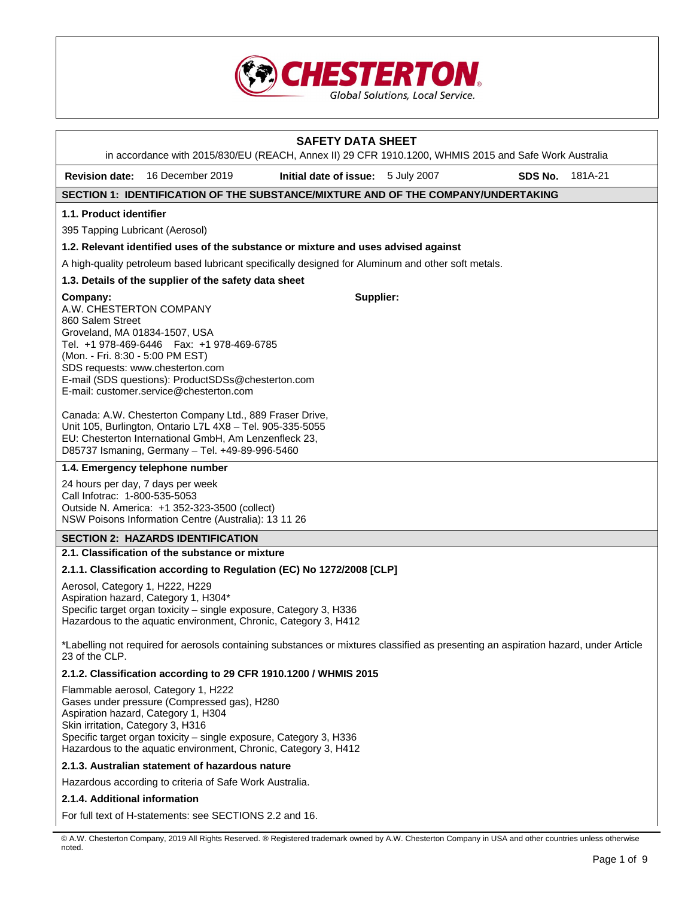CHESTERTON
Global Solutions, Local Service.

# SAFETY DATA SHEET

in accordance with 2015/830/EU (REACH, Annex II) 29 CFR 1910.1200, WHMIS 2015 and Safe Work Australia

**Revision date:** 16 December 2019 **Initial date of issue:** 5 July 2007 **SDS No.** 181A-21

## SECTION 1: IDENTIFICATION OF THE SUBSTANCE/MIXTURE AND OF THE COMPANY/UNDERTAKING

### 1.1. Product identifier

395 Tapping Lubricant (Aerosol)

### 1.2. Relevant identified uses of the substance or mixture and uses advised against

A high-quality petroleum based lubricant specifically designed for Aluminum and other soft metals.

### 1.3. Details of the supplier of the safety data sheet

**Company:**
A.W. CHESTERTON COMPANY
860 Salem Street
Groveland, MA 01834-1507, USA
Tel. +1 978-469-6446 Fax: +1 978-469-6785
(Mon. - Fri. 8:30 - 5:00 PM EST)
SDS requests: www.chesterton.com
E-mail (SDS questions): ProductSDSs@chesterton.com
E-mail: customer.service@chesterton.com

**Supplier:**

Canada: A.W. Chesterton Company Ltd., 889 Fraser Drive, Unit 105, Burlington, Ontario L7L 4X8 – Tel. 905-335-5055
EU: Chesterton International GmbH, Am Lenzenfleck 23, D85737 Ismaning, Germany – Tel. +49-89-996-5460

### 1.4. Emergency telephone number

24 hours per day, 7 days per week
Call Infotrac: 1-800-535-5053
Outside N. America: +1 352-323-3500 (collect)
NSW Poisons Information Centre (Australia): 13 11 26

## SECTION 2: HAZARDS IDENTIFICATION

### 2.1. Classification of the substance or mixture

#### 2.1.1. Classification according to Regulation (EC) No 1272/2008 [CLP]

Aerosol, Category 1, H222, H229
Aspiration hazard, Category 1, H304*
Specific target organ toxicity – single exposure, Category 3, H336
Hazardous to the aquatic environment, Chronic, Category 3, H412

*Labelling not required for aerosols containing substances or mixtures classified as presenting an aspiration hazard, under Article 23 of the CLP.

#### 2.1.2. Classification according to 29 CFR 1910.1200 / WHMIS 2015

Flammable aerosol, Category 1, H222
Gases under pressure (Compressed gas), H280
Aspiration hazard, Category 1, H304
Skin irritation, Category 3, H316
Specific target organ toxicity – single exposure, Category 3, H336
Hazardous to the aquatic environment, Chronic, Category 3, H412

#### 2.1.3. Australian statement of hazardous nature

Hazardous according to criteria of Safe Work Australia.

#### 2.1.4. Additional information

For full text of H-statements: see SECTIONS 2.2 and 16.

© A.W. Chesterton Company, 2019 All Rights Reserved. ® Registered trademark owned by A.W. Chesterton Company in USA and other countries unless otherwise noted.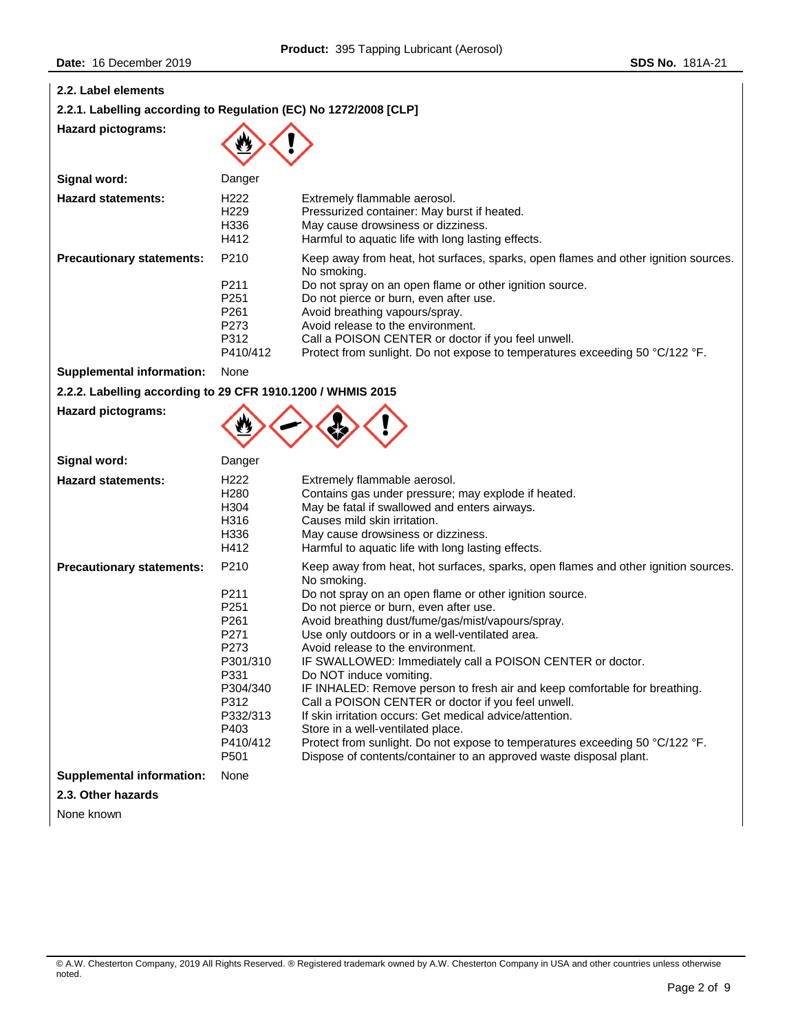## 2.2. Label elements

### 2.2.1. Labelling according to Regulation (EC) No 1272/2008 [CLP]

**Hazard pictograms:**

**Signal word:** Danger

**Hazard statements:**

| | |
|---|---|
| H222 | Extremely flammable aerosol. |
| H229 | Pressurized container: May burst if heated. |
| H336 | May cause drowsiness or dizziness. |
| H412 | Harmful to aquatic life with long lasting effects. |

**Precautionary statements:**

| | |
|---|---|
| P210 | Keep away from heat, hot surfaces, sparks, open flames and other ignition sources. No smoking. |
| P211 | Do not spray on an open flame or other ignition source. |
| P251 | Do not pierce or burn, even after use. |
| P261 | Avoid breathing vapours/spray. |
| P273 | Avoid release to the environment. |
| P312 | Call a POISON CENTER or doctor if you feel unwell. |
| P410/412 | Protect from sunlight. Do not expose to temperatures exceeding 50 °C/122 °F. |

**Supplemental information:** None

### 2.2.2. Labelling according to 29 CFR 1910.1200 / WHMIS 2015

**Hazard pictograms:**

**Signal word:** Danger

**Hazard statements:**

| | |
|---|---|
| H222 | Extremely flammable aerosol. |
| H280 | Contains gas under pressure; may explode if heated. |
| H304 | May be fatal if swallowed and enters airways. |
| H316 | Causes mild skin irritation. |
| H336 | May cause drowsiness or dizziness. |
| H412 | Harmful to aquatic life with long lasting effects. |

**Precautionary statements:**

| | |
|---|---|
| P210 | Keep away from heat, hot surfaces, sparks, open flames and other ignition sources. No smoking. |
| P211 | Do not spray on an open flame or other ignition source. |
| P251 | Do not pierce or burn, even after use. |
| P261 | Avoid breathing dust/fume/gas/mist/vapours/spray. |
| P271 | Use only outdoors or in a well-ventilated area. |
| P273 | Avoid release to the environment. |
| P301/310 | IF SWALLOWED: Immediately call a POISON CENTER or doctor. |
| P331 | Do NOT induce vomiting. |
| P304/340 | IF INHALED: Remove person to fresh air and keep comfortable for breathing. |
| P312 | Call a POISON CENTER or doctor if you feel unwell. |
| P332/313 | If skin irritation occurs: Get medical advice/attention. |
| P403 | Store in a well-ventilated place. |
| P410/412 | Protect from sunlight. Do not expose to temperatures exceeding 50 °C/122 °F. |
| P501 | Dispose of contents/container to an approved waste disposal plant. |

**Supplemental information:** None

## 2.3. Other hazards

None known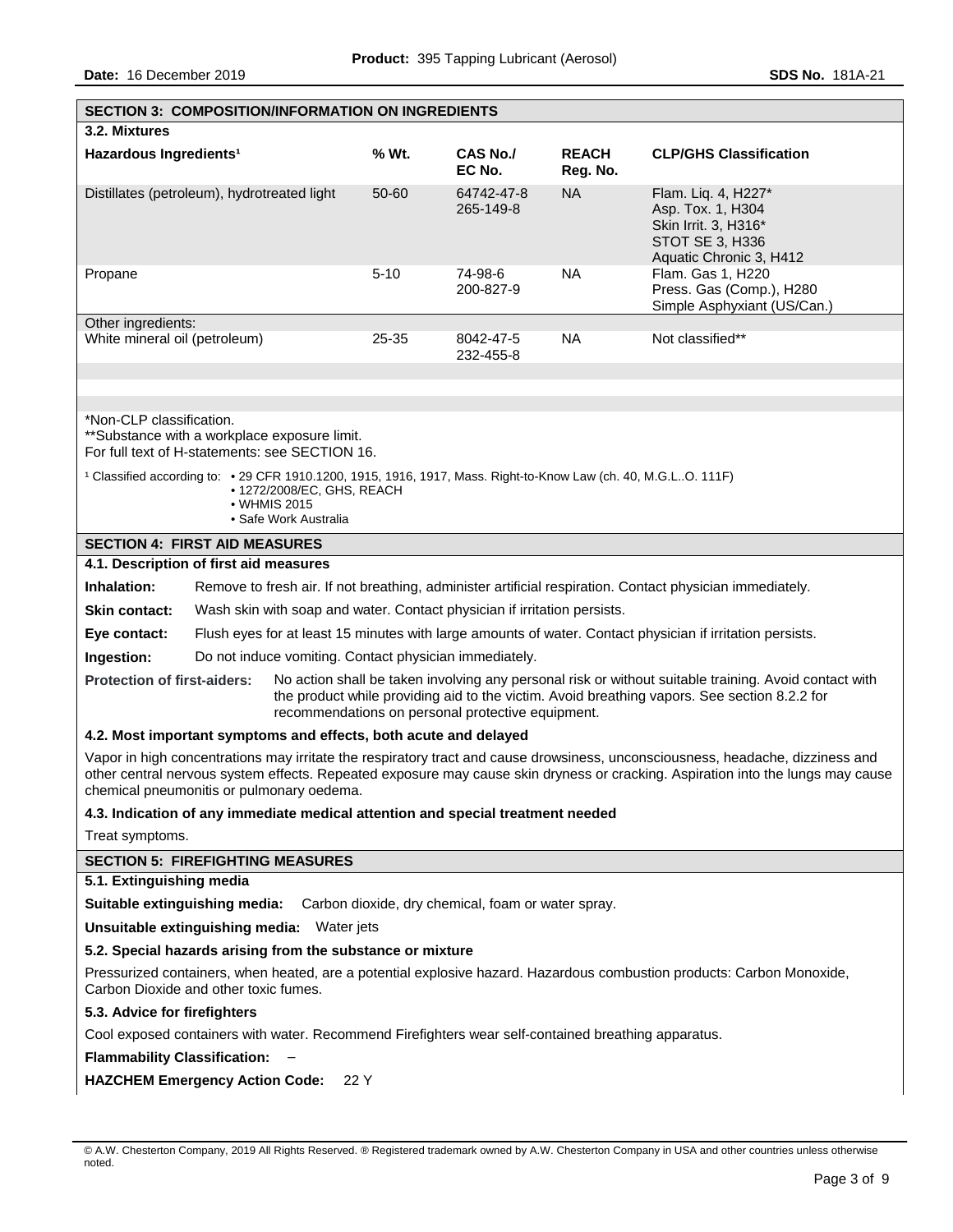## SECTION 3: COMPOSITION/INFORMATION ON INGREDIENTS

### 3.2. Mixtures

| Hazardous Ingredients[1] | % Wt. | CAS No./ EC No. | REACH Reg. No. | CLP/GHS Classification |
|---|---|---|---|---|
| Distillates (petroleum), hydrotreated light | 50-60 | 64742-47-8 265-149-8 | NA | Flam. Liq. 4, H227* Asp. Tox. 1, H304 Skin Irrit. 3, H316* STOT SE 3, H336 Aquatic Chronic 3, H412 |
| Propane | 5-10 | 74-98-6 200-827-9 | NA | Flam. Gas 1, H220 Press. Gas (Comp.), H280 Simple Asphyxiant (US/Can.) |
| Other ingredients: | | | | |
| White mineral oil (petroleum) | 25-35 | 8042-47-5 232-455-8 | NA | Not classified** |

*Non-CLP classification.
**Substance with a workplace exposure limit.
For full text of H-statements: see SECTION 16.

[1] Classified according to:
- 29 CFR 1910.1200, 1915, 1916, 1917, Mass. Right-to-Know Law (ch. 40, M.G.L..O. 111F)
- 1272/2008/EC, GHS, REACH
- WHMIS 2015
- Safe Work Australia

## SECTION 4: FIRST AID MEASURES

### 4.1. Description of first aid measures

**Inhalation:** Remove to fresh air. If not breathing, administer artificial respiration. Contact physician immediately.

**Skin contact:** Wash skin with soap and water. Contact physician if irritation persists.

**Eye contact:** Flush eyes for at least 15 minutes with large amounts of water. Contact physician if irritation persists.

**Ingestion:** Do not induce vomiting. Contact physician immediately.

**Protection of first-aiders:** No action shall be taken involving any personal risk or without suitable training. Avoid contact with the product while providing aid to the victim. Avoid breathing vapors. See section 8.2.2 for recommendations on personal protective equipment.

### 4.2. Most important symptoms and effects, both acute and delayed

Vapor in high concentrations may irritate the respiratory tract and cause drowsiness, unconsciousness, headache, dizziness and other central nervous system effects. Repeated exposure may cause skin dryness or cracking. Aspiration into the lungs may cause chemical pneumonitis or pulmonary oedema.

### 4.3. Indication of any immediate medical attention and special treatment needed

Treat symptoms.

## SECTION 5: FIREFIGHTING MEASURES

### 5.1. Extinguishing media

**Suitable extinguishing media:** Carbon dioxide, dry chemical, foam or water spray.

**Unsuitable extinguishing media:** Water jets

### 5.2. Special hazards arising from the substance or mixture

Pressurized containers, when heated, are a potential explosive hazard. Hazardous combustion products: Carbon Monoxide, Carbon Dioxide and other toxic fumes.

### 5.3. Advice for firefighters

Cool exposed containers with water. Recommend Firefighters wear self-contained breathing apparatus.

**Flammability Classification:** –

**HAZCHEM Emergency Action Code:** 22 Y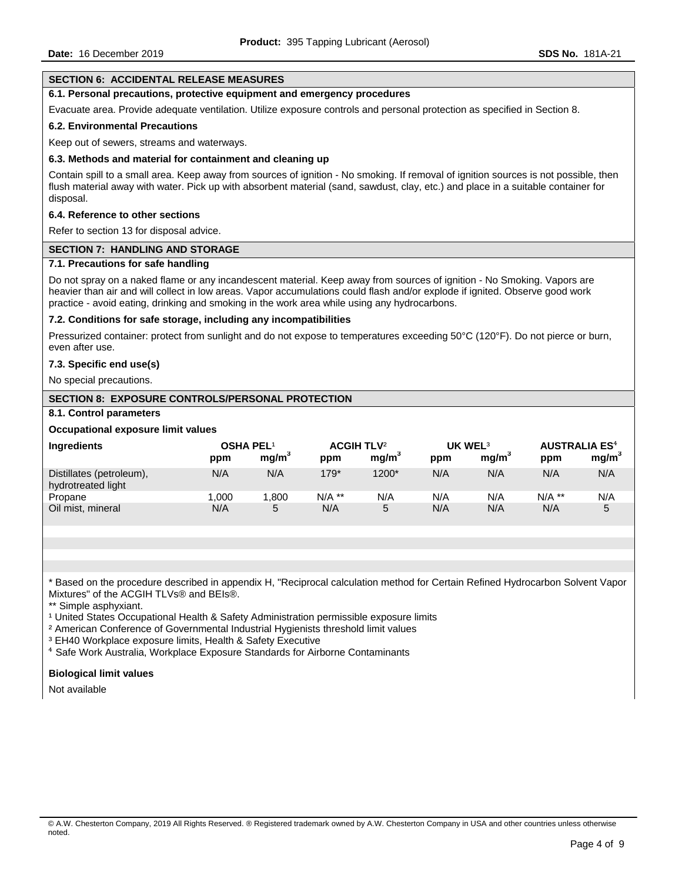## SECTION 6: ACCIDENTAL RELEASE MEASURES

### 6.1. Personal precautions, protective equipment and emergency procedures

Evacuate area. Provide adequate ventilation. Utilize exposure controls and personal protection as specified in Section 8.

### 6.2. Environmental Precautions

Keep out of sewers, streams and waterways.

### 6.3. Methods and material for containment and cleaning up

Contain spill to a small area. Keep away from sources of ignition - No smoking. If removal of ignition sources is not possible, then flush material away with water. Pick up with absorbent material (sand, sawdust, clay, etc.) and place in a suitable container for disposal.

### 6.4. Reference to other sections

Refer to section 13 for disposal advice.

## SECTION 7: HANDLING AND STORAGE

### 7.1. Precautions for safe handling

Do not spray on a naked flame or any incandescent material. Keep away from sources of ignition - No Smoking. Vapors are heavier than air and will collect in low areas. Vapor accumulations could flash and/or explode if ignited. Observe good work practice - avoid eating, drinking and smoking in the work area while using any hydrocarbons.

### 7.2. Conditions for safe storage, including any incompatibilities

Pressurized container: protect from sunlight and do not expose to temperatures exceeding 50°C (120°F). Do not pierce or burn, even after use.

### 7.3. Specific end use(s)

No special precautions.

## SECTION 8: EXPOSURE CONTROLS/PERSONAL PROTECTION

### 8.1. Control parameters

**Occupational exposure limit values**

| Ingredients | OSHA PEL[1] | | ACGIH TLV[2] | | UK WEL[3] | | AUSTRALIA ES[4] | |
|---|---|---|---|---|---|---|---|---|
| | ppm | $mg/m^3$ | ppm | $mg/m^3$ | ppm | $mg/m^3$ | ppm | $mg/m^3$ |
| Distillates (petroleum), hydrotreated light | N/A | N/A | 179* | 1200* | N/A | N/A | N/A | N/A |
| Propane | 1,000 | 1,800 | N/A ** | N/A | N/A | N/A | N/A ** | N/A |
| Oil mist, mineral | N/A | 5 | N/A | 5 | N/A | N/A | N/A | 5 |

\* Based on the procedure described in appendix H, "Reciprocal calculation method for Certain Refined Hydrocarbon Solvent Vapor Mixtures" of the ACGIH TLVs® and BEIs®.

** Simple asphyxiant.

[1] United States Occupational Health & Safety Administration permissible exposure limits

[2] American Conference of Governmental Industrial Hygienists threshold limit values

[3] EH40 Workplace exposure limits, Health & Safety Executive

[4] Safe Work Australia, Workplace Exposure Standards for Airborne Contaminants

**Biological limit values**

Not available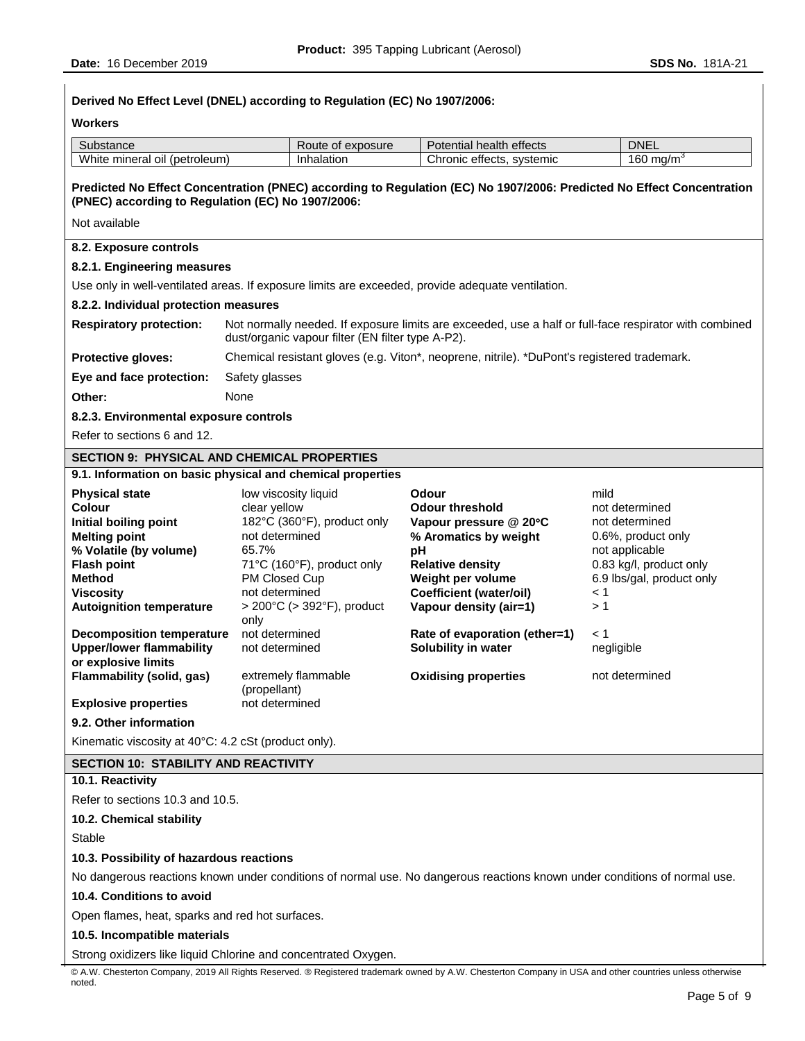**Derived No Effect Level (DNEL) according to Regulation (EC) No 1907/2006:**

**Workers**

| Substance | Route of exposure | Potential health effects | DNEL |
|---|---|---|---|
| White mineral oil (petroleum) | Inhalation | Chronic effects, systemic | 160 mg/m$^3$ |

**Predicted No Effect Concentration (PNEC) according to Regulation (EC) No 1907/2006: Predicted No Effect Concentration (PNEC) according to Regulation (EC) No 1907/2006:**

Not available

**8.2. Exposure controls**

**8.2.1. Engineering measures**

Use only in well-ventilated areas. If exposure limits are exceeded, provide adequate ventilation.

**8.2.2. Individual protection measures**

**Respiratory protection:** Not normally needed. If exposure limits are exceeded, use a half or full-face respirator with combined dust/organic vapour filter (EN filter type A-P2).

**Protective gloves:** Chemical resistant gloves (e.g. Viton*, neoprene, nitrile). *DuPont's registered trademark.

**Eye and face protection:** Safety glasses

**Other:** None

**8.2.3. Environmental exposure controls**

Refer to sections 6 and 12.

## SECTION 9: PHYSICAL AND CHEMICAL PROPERTIES

**9.1. Information on basic physical and chemical properties**

| | | | |
|---|---|---|---|
| **Physical state** | low viscosity liquid | **Odour** | mild |
| **Colour** | clear yellow | **Odour threshold** | not determined |
| **Initial boiling point** | 182°C (360°F), product only | **Vapour pressure @ 20°C** | not determined |
| **Melting point** | not determined | **% Aromatics by weight** | 0.6%, product only |
| **% Volatile (by volume)** | 65.7% | **pH** | not applicable |
| **Flash point** | 71°C (160°F), product only | **Relative density** | 0.83 kg/l, product only |
| **Method** | PM Closed Cup | **Weight per volume** | 6.9 lbs/gal, product only |
| **Viscosity** | not determined | **Coefficient (water/oil)** | < 1 |
| **Autoignition temperature** | > 200°C (> 392°F), product only | **Vapour density (air=1)** | > 1 |
| **Decomposition temperature** | not determined | **Rate of evaporation (ether=1)** | < 1 |
| **Upper/lower flammability or explosive limits** | not determined | **Solubility in water** | negligible |
| **Flammability (solid, gas)** | extremely flammable (propellant) | **Oxidising properties** | not determined |
| **Explosive properties** | not determined | | |

**9.2. Other information**

Kinematic viscosity at 40°C: 4.2 cSt (product only).

## SECTION 10: STABILITY AND REACTIVITY

**10.1. Reactivity**

Refer to sections 10.3 and 10.5.

**10.2. Chemical stability**

Stable

**10.3. Possibility of hazardous reactions**

No dangerous reactions known under conditions of normal use. No dangerous reactions known under conditions of normal use.

**10.4. Conditions to avoid**

Open flames, heat, sparks and red hot surfaces.

**10.5. Incompatible materials**

Strong oxidizers like liquid Chlorine and concentrated Oxygen.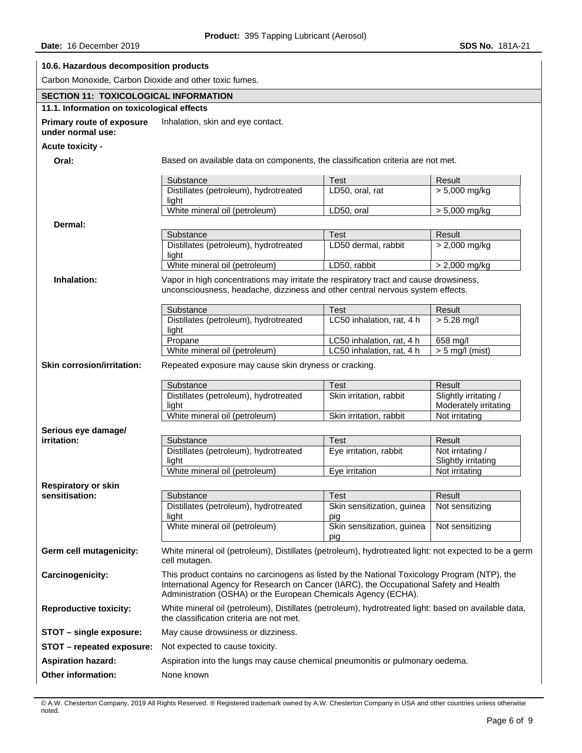### 10.6. Hazardous decomposition products

Carbon Monoxide, Carbon Dioxide and other toxic fumes.

## SECTION 11: TOXICOLOGICAL INFORMATION

### 11.1. Information on toxicological effects

**Primary route of exposure under normal use:** Inhalation, skin and eye contact.

**Acute toxicity -**

**Oral:** Based on available data on components, the classification criteria are not met.

| Substance | Test | Result |
|---|---|---|
| Distillates (petroleum), hydrotreated light | LD50, oral, rat | > 5,000 mg/kg |
| White mineral oil (petroleum) | LD50, oral | > 5,000 mg/kg |

**Dermal:**

| Substance | Test | Result |
|---|---|---|
| Distillates (petroleum), hydrotreated light | LD50 dermal, rabbit | > 2,000 mg/kg |
| White mineral oil (petroleum) | LD50, rabbit | > 2,000 mg/kg |

**Inhalation:** Vapor in high concentrations may irritate the respiratory tract and cause drowsiness, unconsciousness, headache, dizziness and other central nervous system effects.

| Substance | Test | Result |
|---|---|---|
| Distillates (petroleum), hydrotreated light | LC50 inhalation, rat, 4 h | > 5.28 mg/l |
| Propane | LC50 inhalation, rat, 4 h | 658 mg/l |
| White mineral oil (petroleum) | LC50 inhalation, rat, 4 h | > 5 mg/l (mist) |

**Skin corrosion/irritation:** Repeated exposure may cause skin dryness or cracking.

| Substance | Test | Result |
|---|---|---|
| Distillates (petroleum), hydrotreated light | Skin irritation, rabbit | Slightly irritating / Moderately irritating |
| White mineral oil (petroleum) | Skin irritation, rabbit | Not irritating |

**Serious eye damage/ irritation:**

| Substance | Test | Result |
|---|---|---|
| Distillates (petroleum), hydrotreated light | Eye irritation, rabbit | Not irritating / Slightly irritating |
| White mineral oil (petroleum) | Eye irritation | Not irritating |

**Respiratory or skin sensitisation:**

| Substance | Test | Result |
|---|---|---|
| Distillates (petroleum), hydrotreated light | Skin sensitization, guinea pig | Not sensitizing |
| White mineral oil (petroleum) | Skin sensitization, guinea pig | Not sensitizing |

**Germ cell mutagenicity:** White mineral oil (petroleum), Distillates (petroleum), hydrotreated light: not expected to be a germ cell mutagen.

**Carcinogenicity:** This product contains no carcinogens as listed by the National Toxicology Program (NTP), the International Agency for Research on Cancer (IARC), the Occupational Safety and Health Administration (OSHA) or the European Chemicals Agency (ECHA).

**Reproductive toxicity:** White mineral oil (petroleum), Distillates (petroleum), hydrotreated light: based on available data, the classification criteria are not met.

**STOT – single exposure:** May cause drowsiness or dizziness.

**STOT – repeated exposure:** Not expected to cause toxicity.

**Aspiration hazard:** Aspiration into the lungs may cause chemical pneumonitis or pulmonary oedema.

**Other information:** None known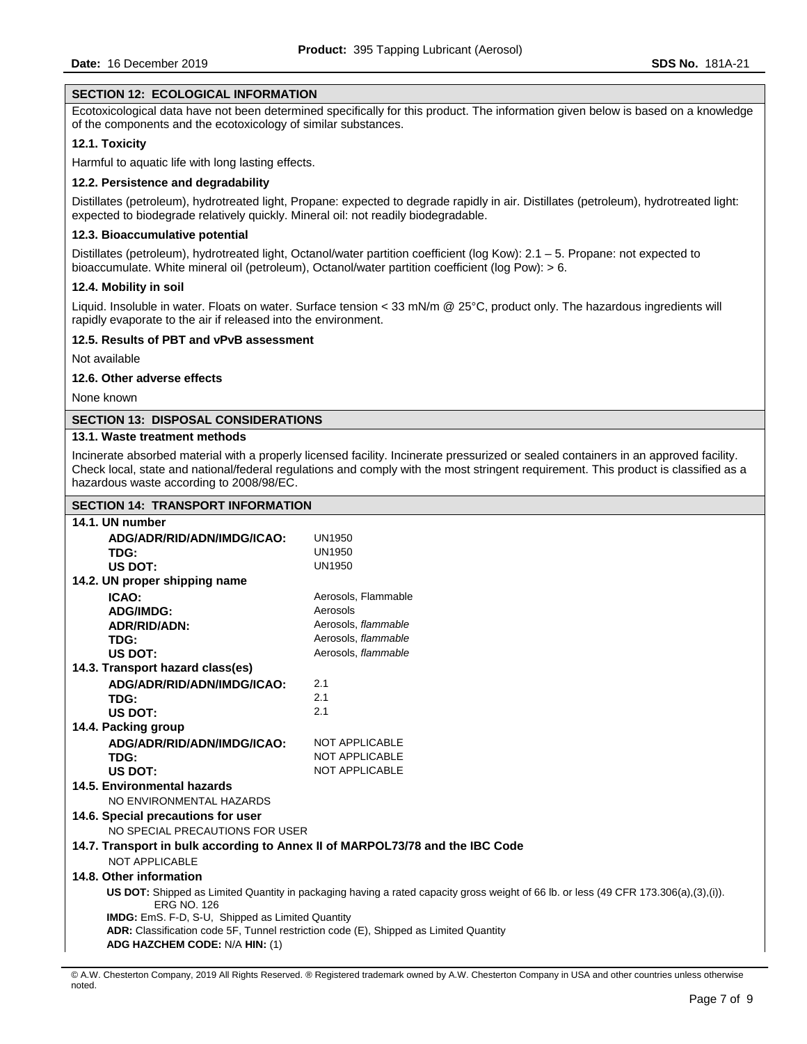## SECTION 12: ECOLOGICAL INFORMATION

Ecotoxicological data have not been determined specifically for this product. The information given below is based on a knowledge of the components and the ecotoxicology of similar substances.

### 12.1. Toxicity

Harmful to aquatic life with long lasting effects.

### 12.2. Persistence and degradability

Distillates (petroleum), hydrotreated light, Propane: expected to degrade rapidly in air. Distillates (petroleum), hydrotreated light: expected to biodegrade relatively quickly. Mineral oil: not readily biodegradable.

### 12.3. Bioaccumulative potential

Distillates (petroleum), hydrotreated light, Octanol/water partition coefficient (log Kow): 2.1 – 5. Propane: not expected to bioaccumulate. White mineral oil (petroleum), Octanol/water partition coefficient (log Pow): > 6.

### 12.4. Mobility in soil

Liquid. Insoluble in water. Floats on water. Surface tension < 33 mN/m @ 25°C, product only. The hazardous ingredients will rapidly evaporate to the air if released into the environment.

### 12.5. Results of PBT and vPvB assessment

Not available

### 12.6. Other adverse effects

None known

## SECTION 13: DISPOSAL CONSIDERATIONS

### 13.1. Waste treatment methods

Incinerate absorbed material with a properly licensed facility. Incinerate pressurized or sealed containers in an approved facility. Check local, state and national/federal regulations and comply with the most stringent requirement. This product is classified as a hazardous waste according to 2008/98/EC.

## SECTION 14: TRANSPORT INFORMATION

### 14.1. UN number

| | |
|---|---|
| **ADG/ADR/RID/ADN/IMDG/ICAO:** | UN1950 |
| **TDG:** | UN1950 |
| **US DOT:** | UN1950 |

### 14.2. UN proper shipping name

| | |
|---|---|
| **ICAO:** | Aerosols, Flammable |
| **ADG/IMDG:** | Aerosols |
| **ADR/RID/ADN:** | Aerosols, *flammable* |
| **TDG:** | Aerosols, *flammable* |
| **US DOT:** | Aerosols, *flammable* |

### 14.3. Transport hazard class(es)

| | |
|---|---|
| **ADG/ADR/RID/ADN/IMDG/ICAO:** | 2.1 |
| **TDG:** | 2.1 |
| **US DOT:** | 2.1 |

### 14.4. Packing group

| | |
|---|---|
| **ADG/ADR/RID/ADN/IMDG/ICAO:** | NOT APPLICABLE |
| **TDG:** | NOT APPLICABLE |
| **US DOT:** | NOT APPLICABLE |

### 14.5. Environmental hazards

NO ENVIRONMENTAL HAZARDS

### 14.6. Special precautions for user

NO SPECIAL PRECAUTIONS FOR USER

### 14.7. Transport in bulk according to Annex II of MARPOL73/78 and the IBC Code

NOT APPLICABLE

### 14.8. Other information

**US DOT:** Shipped as Limited Quantity in packaging having a rated capacity gross weight of 66 lb. or less (49 CFR 173.306(a),(3),(i)). ERG NO. 126

**IMDG:** EmS. F-D, S-U, Shipped as Limited Quantity

**ADR:** Classification code 5F, Tunnel restriction code (E), Shipped as Limited Quantity

**ADG HAZCHEM CODE:** N/A **HIN:** (1)

© A.W. Chesterton Company, 2019 All Rights Reserved. ® Registered trademark owned by A.W. Chesterton Company in USA and other countries unless otherwise noted.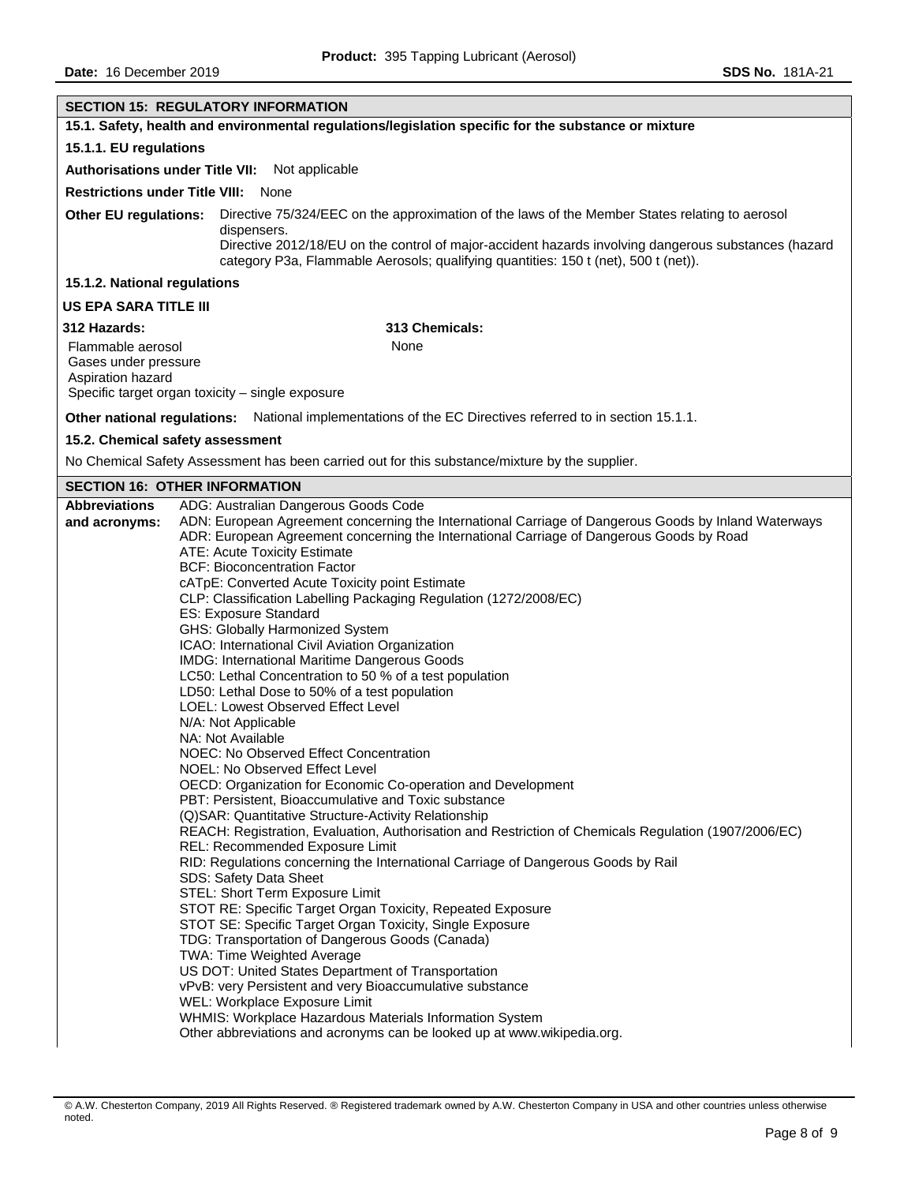## SECTION 15: REGULATORY INFORMATION

### 15.1. Safety, health and environmental regulations/legislation specific for the substance or mixture

#### 15.1.1. EU regulations

**Authorisations under Title VII:** Not applicable

**Restrictions under Title VIII:** None

**Other EU regulations:** Directive 75/324/EEC on the approximation of the laws of the Member States relating to aerosol dispensers.
Directive 2012/18/EU on the control of major-accident hazards involving dangerous substances (hazard category P3a, Flammable Aerosols; qualifying quantities: 150 t (net), 500 t (net)).

#### 15.1.2. National regulations

**US EPA SARA TITLE III**

**312 Hazards:**

Flammable aerosol
Gases under pressure
Aspiration hazard
Specific target organ toxicity – single exposure

**313 Chemicals:**

None

**Other national regulations:** National implementations of the EC Directives referred to in section 15.1.1.

### 15.2. Chemical safety assessment

No Chemical Safety Assessment has been carried out for this substance/mixture by the supplier.

## SECTION 16: OTHER INFORMATION

**Abbreviations and acronyms:**

ADG: Australian Dangerous Goods Code
ADN: European Agreement concerning the International Carriage of Dangerous Goods by Inland Waterways
ADR: European Agreement concerning the International Carriage of Dangerous Goods by Road
ATE: Acute Toxicity Estimate
BCF: Bioconcentration Factor
cATpE: Converted Acute Toxicity point Estimate
CLP: Classification Labelling Packaging Regulation (1272/2008/EC)
ES: Exposure Standard
GHS: Globally Harmonized System
ICAO: International Civil Aviation Organization
IMDG: International Maritime Dangerous Goods
LC50: Lethal Concentration to 50 % of a test population
LD50: Lethal Dose to 50% of a test population
LOEL: Lowest Observed Effect Level
N/A: Not Applicable
NA: Not Available
NOEC: No Observed Effect Concentration
NOEL: No Observed Effect Level
OECD: Organization for Economic Co-operation and Development
PBT: Persistent, Bioaccumulative and Toxic substance
(Q)SAR: Quantitative Structure-Activity Relationship
REACH: Registration, Evaluation, Authorisation and Restriction of Chemicals Regulation (1907/2006/EC)
REL: Recommended Exposure Limit
RID: Regulations concerning the International Carriage of Dangerous Goods by Rail
SDS: Safety Data Sheet
STEL: Short Term Exposure Limit
STOT RE: Specific Target Organ Toxicity, Repeated Exposure
STOT SE: Specific Target Organ Toxicity, Single Exposure
TDG: Transportation of Dangerous Goods (Canada)
TWA: Time Weighted Average
US DOT: United States Department of Transportation
vPvB: very Persistent and very Bioaccumulative substance
WEL: Workplace Exposure Limit
WHMIS: Workplace Hazardous Materials Information System
Other abbreviations and acronyms can be looked up at www.wikipedia.org.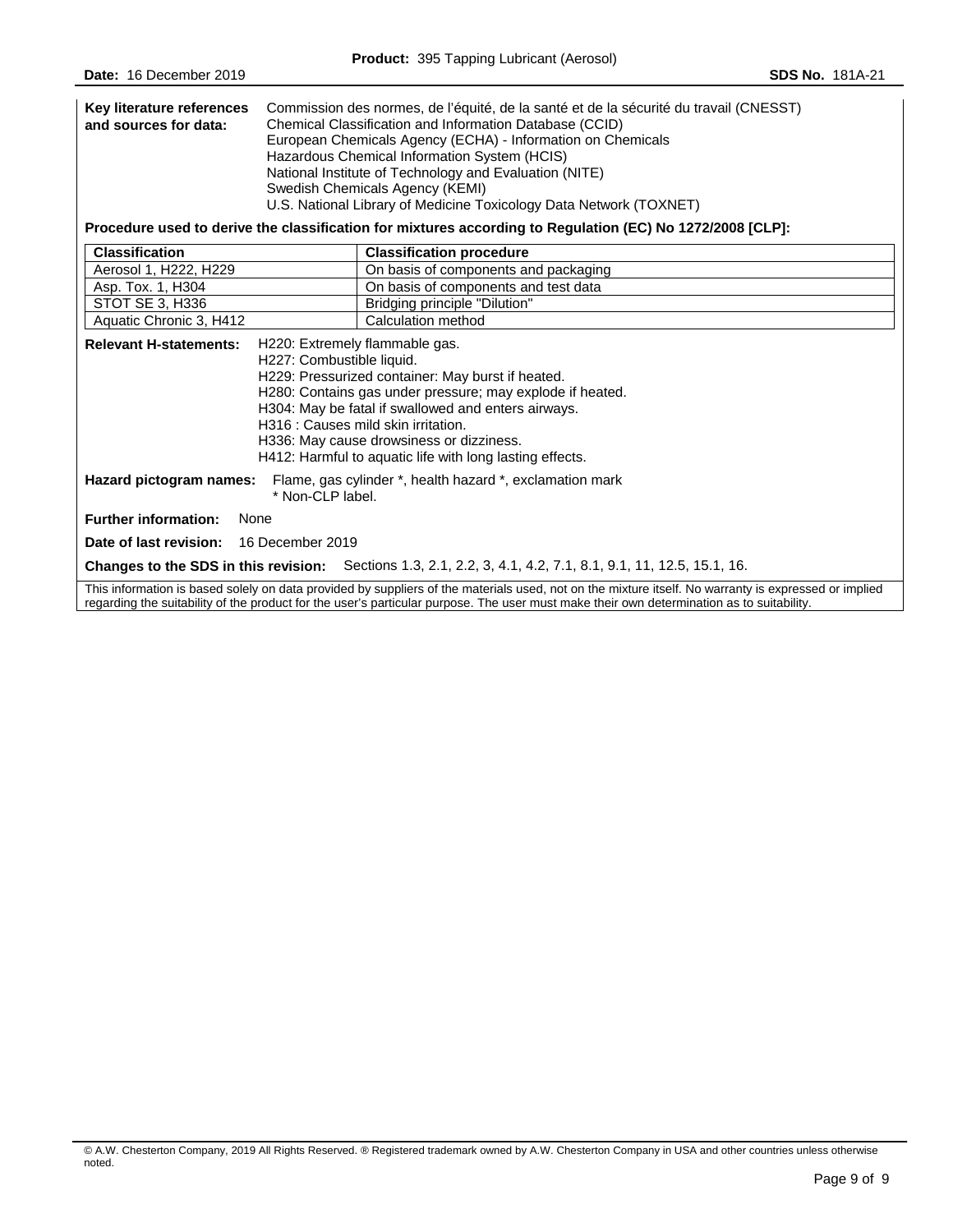**Key literature references and sources for data:** Commission des normes, de l'équité, de la santé et de la sécurité du travail (CNESST)
Chemical Classification and Information Database (CCID)
European Chemicals Agency (ECHA) - Information on Chemicals
Hazardous Chemical Information System (HCIS)
National Institute of Technology and Evaluation (NITE)
Swedish Chemicals Agency (KEMI)
U.S. National Library of Medicine Toxicology Data Network (TOXNET)

**Procedure used to derive the classification for mixtures according to Regulation (EC) No 1272/2008 [CLP]:**

| Classification | Classification procedure |
|---|---|
| Aerosol 1, H222, H229 | On basis of components and packaging |
| Asp. Tox. 1, H304 | On basis of components and test data |
| STOT SE 3, H336 | Bridging principle "Dilution" |
| Aquatic Chronic 3, H412 | Calculation method |

**Relevant H-statements:**
H220: Extremely flammable gas.
H227: Combustible liquid.
H229: Pressurized container: May burst if heated.
H280: Contains gas under pressure; may explode if heated.
H304: May be fatal if swallowed and enters airways.
H316 : Causes mild skin irritation.
H336: May cause drowsiness or dizziness.
H412: Harmful to aquatic life with long lasting effects.

**Hazard pictogram names:** Flame, gas cylinder *, health hazard *, exclamation mark
* Non-CLP label.

**Further information:** None

**Date of last revision:** 16 December 2019

**Changes to the SDS in this revision:** Sections 1.3, 2.1, 2.2, 3, 4.1, 4.2, 7.1, 8.1, 9.1, 11, 12.5, 15.1, 16.

This information is based solely on data provided by suppliers of the materials used, not on the mixture itself. No warranty is expressed or implied regarding the suitability of the product for the user's particular purpose. The user must make their own determination as to suitability.

© A.W. Chesterton Company, 2019 All Rights Reserved. ® Registered trademark owned by A.W. Chesterton Company in USA and other countries unless otherwise noted.